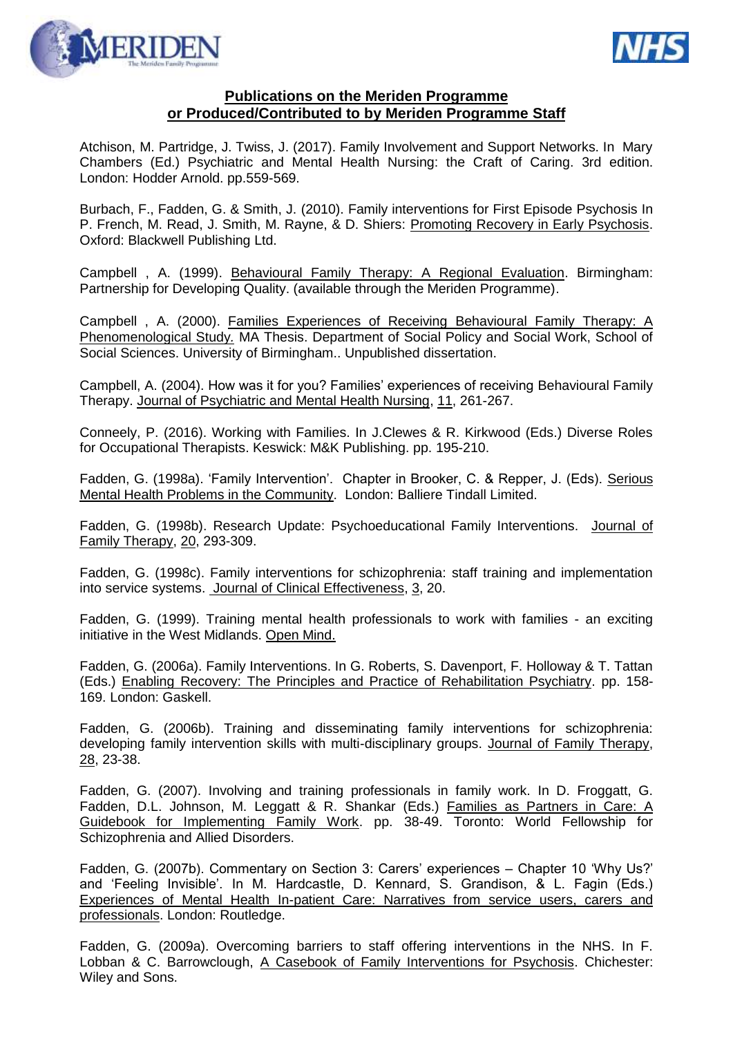**Publications on the Meriden Programme**
**or Produced/Contributed to by Meriden Programme Staff**

Atchison, M. Partridge, J. Twiss, J. (2017). Family Involvement and Support Networks. In Mary Chambers (Ed.) Psychiatric and Mental Health Nursing: the Craft of Caring. 3rd edition. London: Hodder Arnold. pp.559-569.

Burbach, F., Fadden, G. & Smith, J. (2010). Family interventions for First Episode Psychosis In P. French, M. Read, J. Smith, M. Rayne, & D. Shiers: Promoting Recovery in Early Psychosis. Oxford: Blackwell Publishing Ltd.

Campbell , A. (1999). Behavioural Family Therapy: A Regional Evaluation. Birmingham: Partnership for Developing Quality. (available through the Meriden Programme).

Campbell , A. (2000). Families Experiences of Receiving Behavioural Family Therapy: A Phenomenological Study. MA Thesis. Department of Social Policy and Social Work, School of Social Sciences. University of Birmingham.. Unpublished dissertation.

Campbell, A. (2004). How was it for you? Families' experiences of receiving Behavioural Family Therapy. Journal of Psychiatric and Mental Health Nursing, 11, 261-267.

Conneely, P. (2016). Working with Families. In J.Clewes & R. Kirkwood (Eds.) Diverse Roles for Occupational Therapists. Keswick: M&K Publishing. pp. 195-210.

Fadden, G. (1998a). 'Family Intervention'. Chapter in Brooker, C. & Repper, J. (Eds). Serious Mental Health Problems in the Community. London: Balliere Tindall Limited.

Fadden, G. (1998b). Research Update: Psychoeducational Family Interventions. Journal of Family Therapy, 20, 293-309.

Fadden, G. (1998c). Family interventions for schizophrenia: staff training and implementation into service systems. Journal of Clinical Effectiveness, 3, 20.

Fadden, G. (1999). Training mental health professionals to work with families - an exciting initiative in the West Midlands. Open Mind.

Fadden, G. (2006a). Family Interventions. In G. Roberts, S. Davenport, F. Holloway & T. Tattan (Eds.) Enabling Recovery: The Principles and Practice of Rehabilitation Psychiatry. pp. 158-169. London: Gaskell.

Fadden, G. (2006b). Training and disseminating family interventions for schizophrenia: developing family intervention skills with multi-disciplinary groups. Journal of Family Therapy, 28, 23-38.

Fadden, G. (2007). Involving and training professionals in family work. In D. Froggatt, G. Fadden, D.L. Johnson, M. Leggatt & R. Shankar (Eds.) Families as Partners in Care: A Guidebook for Implementing Family Work. pp. 38-49. Toronto: World Fellowship for Schizophrenia and Allied Disorders.

Fadden, G. (2007b). Commentary on Section 3: Carers' experiences – Chapter 10 'Why Us?' and 'Feeling Invisible'. In M. Hardcastle, D. Kennard, S. Grandison, & L. Fagin (Eds.) Experiences of Mental Health In-patient Care: Narratives from service users, carers and professionals. London: Routledge.

Fadden, G. (2009a). Overcoming barriers to staff offering interventions in the NHS. In F. Lobban & C. Barrowclough, A Casebook of Family Interventions for Psychosis. Chichester: Wiley and Sons.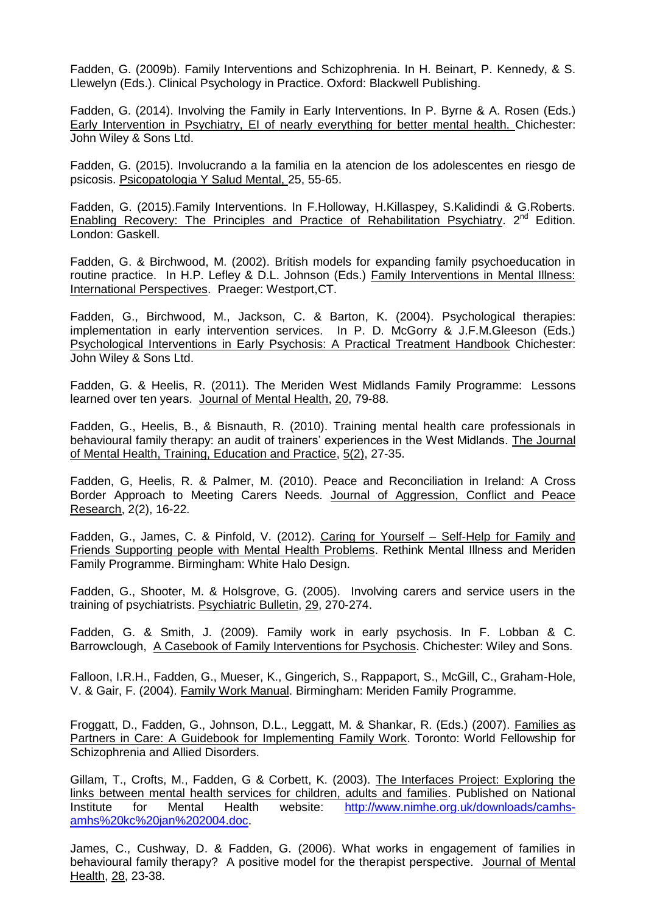Fadden, G. (2009b). Family Interventions and Schizophrenia. In H. Beinart, P. Kennedy, & S. Llewelyn (Eds.). Clinical Psychology in Practice. Oxford: Blackwell Publishing.

Fadden, G. (2014). Involving the Family in Early Interventions. In P. Byrne & A. Rosen (Eds.) Early Intervention in Psychiatry, EI of nearly everything for better mental health. Chichester: John Wiley & Sons Ltd.

Fadden, G. (2015). Involucrando a la familia en la atencion de los adolescentes en riesgo de psicosis. Psicopatologia Y Salud Mental, 25, 55-65.

Fadden, G. (2015).Family Interventions. In F.Holloway, H.Killaspey, S.Kalidindi & G.Roberts. Enabling Recovery: The Principles and Practice of Rehabilitation Psychiatry. 2nd Edition. London: Gaskell.

Fadden, G. & Birchwood, M. (2002). British models for expanding family psychoeducation in routine practice. In H.P. Lefley & D.L. Johnson (Eds.) Family Interventions in Mental Illness: International Perspectives. Praeger: Westport,CT.

Fadden, G., Birchwood, M., Jackson, C. & Barton, K. (2004). Psychological therapies: implementation in early intervention services. In P. D. McGorry & J.F.M.Gleeson (Eds.) Psychological Interventions in Early Psychosis: A Practical Treatment Handbook Chichester: John Wiley & Sons Ltd.

Fadden, G. & Heelis, R. (2011). The Meriden West Midlands Family Programme: Lessons learned over ten years. Journal of Mental Health, 20, 79-88.

Fadden, G., Heelis, B., & Bisnauth, R. (2010). Training mental health care professionals in behavioural family therapy: an audit of trainers' experiences in the West Midlands. The Journal of Mental Health, Training, Education and Practice, 5(2), 27-35.

Fadden, G, Heelis, R. & Palmer, M. (2010). Peace and Reconciliation in Ireland: A Cross Border Approach to Meeting Carers Needs. Journal of Aggression, Conflict and Peace Research, 2(2), 16-22.

Fadden, G., James, C. & Pinfold, V. (2012). Caring for Yourself – Self-Help for Family and Friends Supporting people with Mental Health Problems. Rethink Mental Illness and Meriden Family Programme. Birmingham: White Halo Design.

Fadden, G., Shooter, M. & Holsgrove, G. (2005). Involving carers and service users in the training of psychiatrists. Psychiatric Bulletin, 29, 270-274.

Fadden, G. & Smith, J. (2009). Family work in early psychosis. In F. Lobban & C. Barrowclough, A Casebook of Family Interventions for Psychosis. Chichester: Wiley and Sons.

Falloon, I.R.H., Fadden, G., Mueser, K., Gingerich, S., Rappaport, S., McGill, C., Graham-Hole, V. & Gair, F. (2004). Family Work Manual. Birmingham: Meriden Family Programme.

Froggatt, D., Fadden, G., Johnson, D.L., Leggatt, M. & Shankar, R. (Eds.) (2007). Families as Partners in Care: A Guidebook for Implementing Family Work. Toronto: World Fellowship for Schizophrenia and Allied Disorders.

Gillam, T., Crofts, M., Fadden, G & Corbett, K. (2003). The Interfaces Project: Exploring the links between mental health services for children, adults and families. Published on National Institute for Mental Health website: http://www.nimhe.org.uk/downloads/camhs-amhs%20kc%20jan%202004.doc.

James, C., Cushway, D. & Fadden, G. (2006). What works in engagement of families in behavioural family therapy? A positive model for the therapist perspective. Journal of Mental Health, 28, 23-38.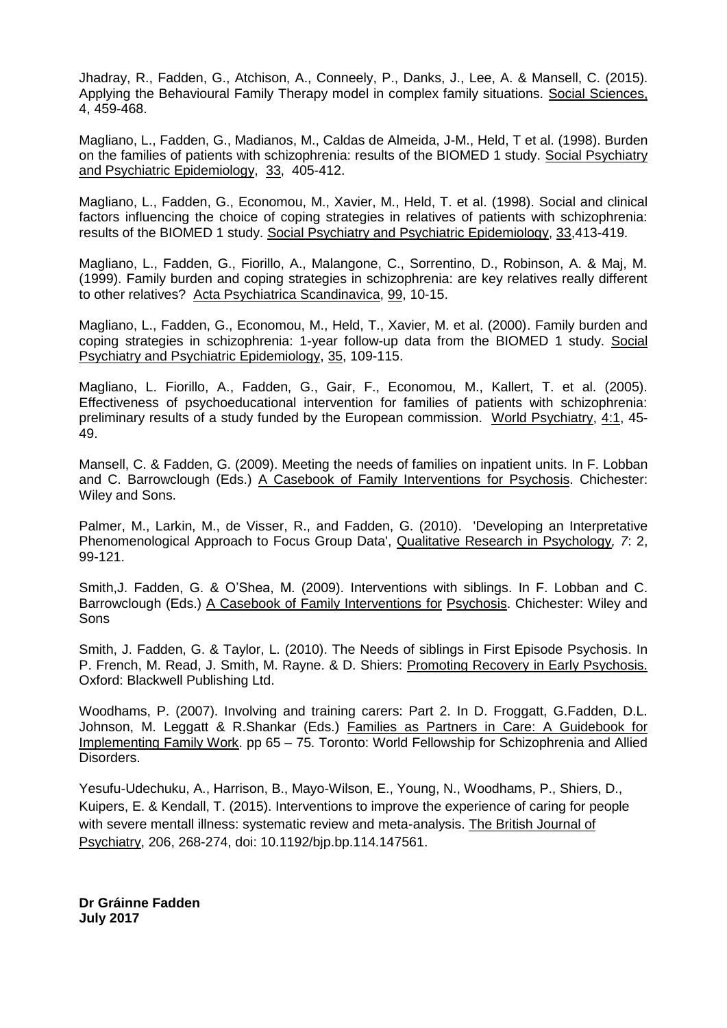Jhadray, R., Fadden, G., Atchison, A., Conneely, P., Danks, J., Lee, A. & Mansell, C. (2015). Applying the Behavioural Family Therapy model in complex family situations. Social Sciences, 4, 459-468.

Magliano, L., Fadden, G., Madianos, M., Caldas de Almeida, J-M., Held, T et al. (1998). Burden on the families of patients with schizophrenia: results of the BIOMED 1 study. Social Psychiatry and Psychiatric Epidemiology, 33, 405-412.

Magliano, L., Fadden, G., Economou, M., Xavier, M., Held, T. et al. (1998). Social and clinical factors influencing the choice of coping strategies in relatives of patients with schizophrenia: results of the BIOMED 1 study. Social Psychiatry and Psychiatric Epidemiology, 33,413-419.

Magliano, L., Fadden, G., Fiorillo, A., Malangone, C., Sorrentino, D., Robinson, A. & Maj, M. (1999). Family burden and coping strategies in schizophrenia: are key relatives really different to other relatives? Acta Psychiatrica Scandinavica, 99, 10-15.

Magliano, L., Fadden, G., Economou, M., Held, T., Xavier, M. et al. (2000). Family burden and coping strategies in schizophrenia: 1-year follow-up data from the BIOMED 1 study. Social Psychiatry and Psychiatric Epidemiology, 35, 109-115.

Magliano, L. Fiorillo, A., Fadden, G., Gair, F., Economou, M., Kallert, T. et al. (2005). Effectiveness of psychoeducational intervention for families of patients with schizophrenia: preliminary results of a study funded by the European commission. World Psychiatry, 4:1, 45-49.

Mansell, C. & Fadden, G. (2009). Meeting the needs of families on inpatient units. In F. Lobban and C. Barrowclough (Eds.) A Casebook of Family Interventions for Psychosis. Chichester: Wiley and Sons.

Palmer, M., Larkin, M., de Visser, R., and Fadden, G. (2010). 'Developing an Interpretative Phenomenological Approach to Focus Group Data', Qualitative Research in Psychology, *7*: 2, 99-121.

Smith,J. Fadden, G. & O'Shea, M. (2009). Interventions with siblings. In F. Lobban and C. Barrowclough (Eds.) A Casebook of Family Interventions for Psychosis. Chichester: Wiley and Sons

Smith, J. Fadden, G. & Taylor, L. (2010). The Needs of siblings in First Episode Psychosis. In P. French, M. Read, J. Smith, M. Rayne. & D. Shiers: Promoting Recovery in Early Psychosis. Oxford: Blackwell Publishing Ltd.

Woodhams, P. (2007). Involving and training carers: Part 2. In D. Froggatt, G.Fadden, D.L. Johnson, M. Leggatt & R.Shankar (Eds.) Families as Partners in Care: A Guidebook for Implementing Family Work. pp 65 – 75. Toronto: World Fellowship for Schizophrenia and Allied Disorders.

Yesufu-Udechuku, A., Harrison, B., Mayo-Wilson, E., Young, N., Woodhams, P., Shiers, D., Kuipers, E. & Kendall, T. (2015). Interventions to improve the experience of caring for people with severe mentall illness: systematic review and meta-analysis. The British Journal of Psychiatry, 206, 268-274, doi: 10.1192/bjp.bp.114.147561.

**Dr Gráinne Fadden**
**July 2017**